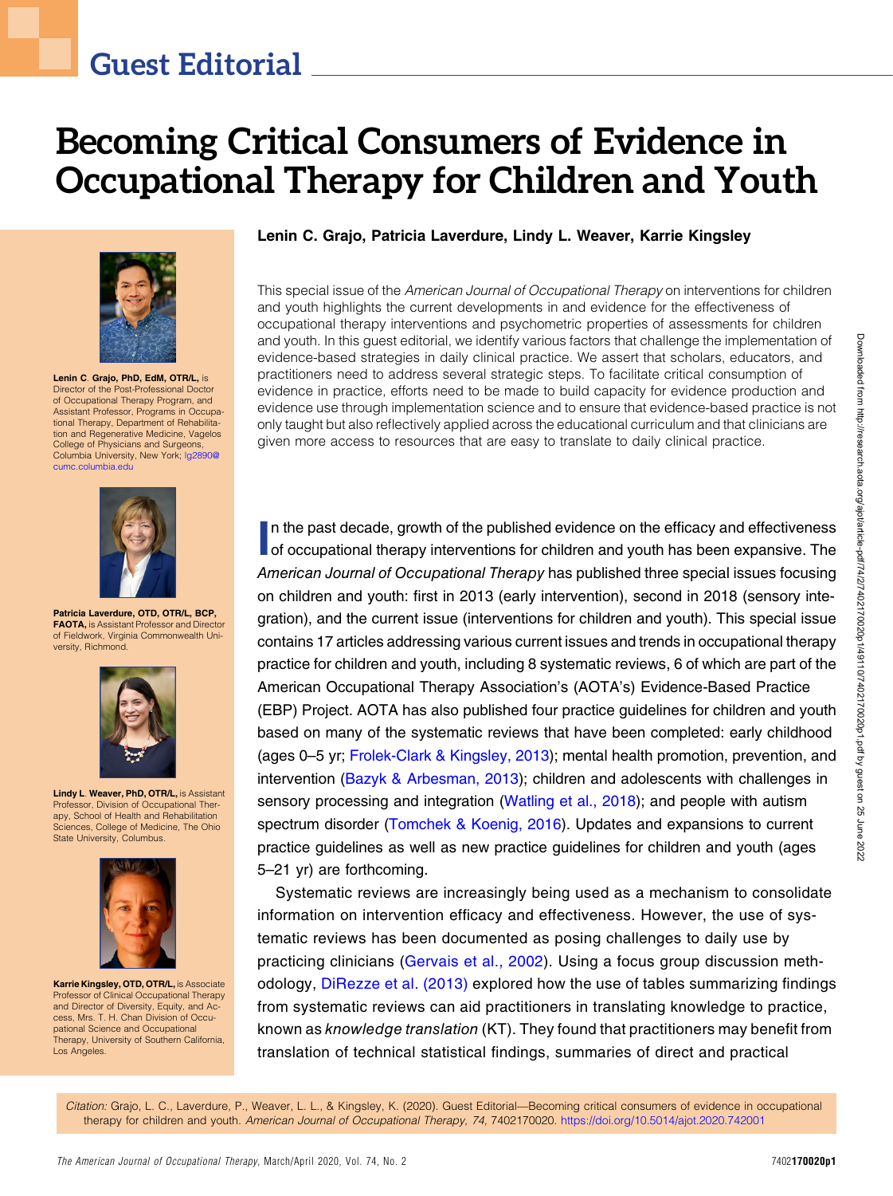Guest Editorial

# Becoming Critical Consumers of Evidence in Occupational Therapy for Children and Youth

**Lenin C. Grajo, Patricia Laverdure, Lindy L. Weaver, Karrie Kingsley**

**Lenin C. Grajo, PhD, EdM, OTR/L,** is Director of the Post-Professional Doctor of Occupational Therapy Program, and Assistant Professor, Programs in Occupational Therapy, Department of Rehabilitation and Regenerative Medicine, Vagelos College of Physicians and Surgeons, Columbia University, New York; lg2890@cumc.columbia.edu

**Patricia Laverdure, OTD, OTR/L, BCP, FAOTA,** is Assistant Professor and Director of Fieldwork, Virginia Commonwealth University, Richmond.

**Lindy L. Weaver, PhD, OTR/L,** is Assistant Professor, Division of Occupational Therapy, School of Health and Rehabilitation Sciences, College of Medicine, The Ohio State University, Columbus.

**Karrie Kingsley, OTD, OTR/L,** is Associate Professor of Clinical Occupational Therapy and Director of Diversity, Equity, and Access, Mrs. T. H. Chan Division of Occupational Science and Occupational Therapy, University of Southern California, Los Angeles.

This special issue of the *American Journal of Occupational Therapy* on interventions for children and youth highlights the current developments in and evidence for the effectiveness of occupational therapy interventions and psychometric properties of assessments for children and youth. In this guest editorial, we identify various factors that challenge the implementation of evidence-based strategies in daily clinical practice. We assert that scholars, educators, and practitioners need to address several strategic steps. To facilitate critical consumption of evidence in practice, efforts need to be made to build capacity for evidence production and evidence use through implementation science and to ensure that evidence-based practice is not only taught but also reflectively applied across the educational curriculum and that clinicians are given more access to resources that are easy to translate to daily clinical practice.

In the past decade, growth of the published evidence on the efficacy and effectiveness of occupational therapy interventions for children and youth has been expansive. The *American Journal of Occupational Therapy* has published three special issues focusing on children and youth: first in 2013 (early intervention), second in 2018 (sensory integration), and the current issue (interventions for children and youth). This special issue contains 17 articles addressing various current issues and trends in occupational therapy practice for children and youth, including 8 systematic reviews, 6 of which are part of the American Occupational Therapy Association's (AOTA's) Evidence-Based Practice (EBP) Project. AOTA has also published four practice guidelines for children and youth based on many of the systematic reviews that have been completed: early childhood (ages 0–5 yr; Frolek-Clark & Kingsley, 2013); mental health promotion, prevention, and intervention (Bazyk & Arbesman, 2013); children and adolescents with challenges in sensory processing and integration (Watling et al., 2018); and people with autism spectrum disorder (Tomchek & Koenig, 2016). Updates and expansions to current practice guidelines as well as new practice guidelines for children and youth (ages 5–21 yr) are forthcoming.

Systematic reviews are increasingly being used as a mechanism to consolidate information on intervention efficacy and effectiveness. However, the use of systematic reviews has been documented as posing challenges to daily use by practicing clinicians (Gervais et al., 2002). Using a focus group discussion methodology, DiRezze et al. (2013) explored how the use of tables summarizing findings from systematic reviews can aid practitioners in translating knowledge to practice, known as *knowledge translation* (KT). They found that practitioners may benefit from translation of technical statistical findings, summaries of direct and practical

*Citation:* Grajo, L. C., Laverdure, P., Weaver, L. L., & Kingsley, K. (2020). Guest Editorial—Becoming critical consumers of evidence in occupational therapy for children and youth. *American Journal of Occupational Therapy, 74,* 7402170020. https://doi.org/10.5014/ajot.2020.742001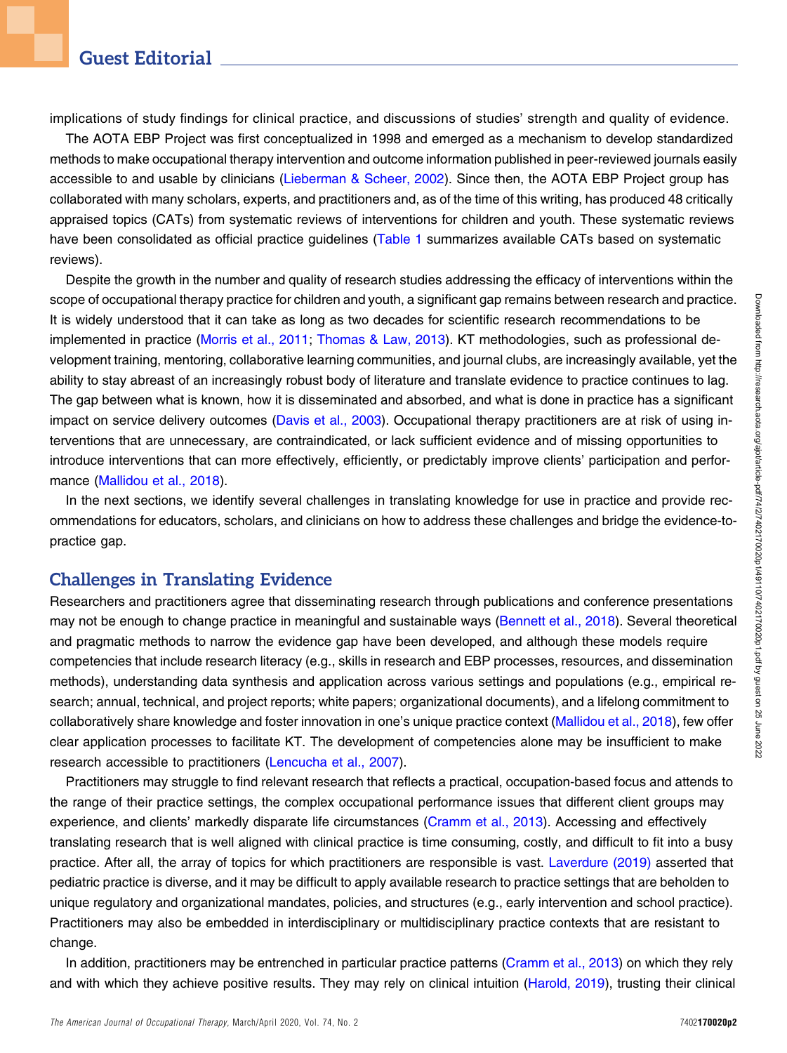implications of study findings for clinical practice, and discussions of studies' strength and quality of evidence.

The AOTA EBP Project was first conceptualized in 1998 and emerged as a mechanism to develop standardized methods to make occupational therapy intervention and outcome information published in peer-reviewed journals easily accessible to and usable by clinicians (Lieberman & Scheer, 2002). Since then, the AOTA EBP Project group has collaborated with many scholars, experts, and practitioners and, as of the time of this writing, has produced 48 critically appraised topics (CATs) from systematic reviews of interventions for children and youth. These systematic reviews have been consolidated as official practice guidelines (Table 1 summarizes available CATs based on systematic reviews).

Despite the growth in the number and quality of research studies addressing the efficacy of interventions within the scope of occupational therapy practice for children and youth, a significant gap remains between research and practice. It is widely understood that it can take as long as two decades for scientific research recommendations to be implemented in practice (Morris et al., 2011; Thomas & Law, 2013). KT methodologies, such as professional development training, mentoring, collaborative learning communities, and journal clubs, are increasingly available, yet the ability to stay abreast of an increasingly robust body of literature and translate evidence to practice continues to lag. The gap between what is known, how it is disseminated and absorbed, and what is done in practice has a significant impact on service delivery outcomes (Davis et al., 2003). Occupational therapy practitioners are at risk of using interventions that are unnecessary, are contraindicated, or lack sufficient evidence and of missing opportunities to introduce interventions that can more effectively, efficiently, or predictably improve clients' participation and performance (Mallidou et al., 2018).

In the next sections, we identify several challenges in translating knowledge for use in practice and provide recommendations for educators, scholars, and clinicians on how to address these challenges and bridge the evidence-to-practice gap.

## Challenges in Translating Evidence

Researchers and practitioners agree that disseminating research through publications and conference presentations may not be enough to change practice in meaningful and sustainable ways (Bennett et al., 2018). Several theoretical and pragmatic methods to narrow the evidence gap have been developed, and although these models require competencies that include research literacy (e.g., skills in research and EBP processes, resources, and dissemination methods), understanding data synthesis and application across various settings and populations (e.g., empirical research; annual, technical, and project reports; white papers; organizational documents), and a lifelong commitment to collaboratively share knowledge and foster innovation in one's unique practice context (Mallidou et al., 2018), few offer clear application processes to facilitate KT. The development of competencies alone may be insufficient to make research accessible to practitioners (Lencucha et al., 2007).

Practitioners may struggle to find relevant research that reflects a practical, occupation-based focus and attends to the range of their practice settings, the complex occupational performance issues that different client groups may experience, and clients' markedly disparate life circumstances (Cramm et al., 2013). Accessing and effectively translating research that is well aligned with clinical practice is time consuming, costly, and difficult to fit into a busy practice. After all, the array of topics for which practitioners are responsible is vast. Laverdure (2019) asserted that pediatric practice is diverse, and it may be difficult to apply available research to practice settings that are beholden to unique regulatory and organizational mandates, policies, and structures (e.g., early intervention and school practice). Practitioners may also be embedded in interdisciplinary or multidisciplinary practice contexts that are resistant to change.

In addition, practitioners may be entrenched in particular practice patterns (Cramm et al., 2013) on which they rely and with which they achieve positive results. They may rely on clinical intuition (Harold, 2019), trusting their clinical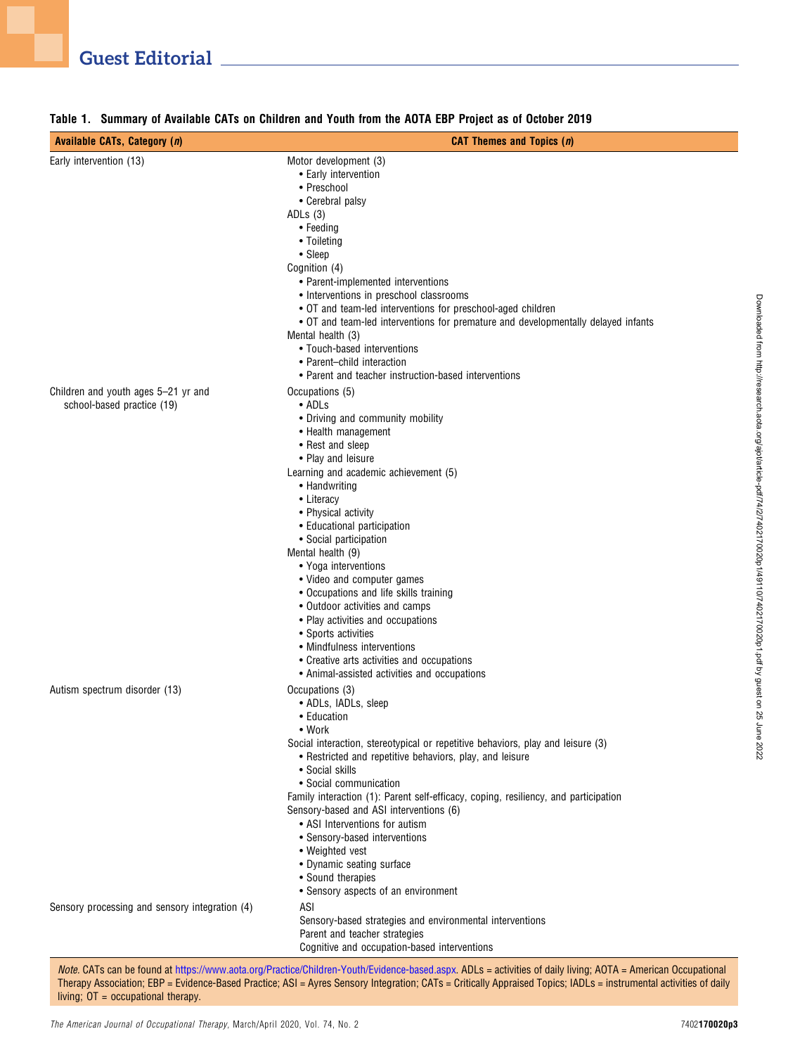**Table 1. Summary of Available CATs on Children and Youth from the AOTA EBP Project as of October 2019**

| Available CATs, Category (*n*) | CAT Themes and Topics (*n*) |
|---|---|
| Early intervention (13) | Motor development (3)<br>• Early intervention<br>• Preschool<br>• Cerebral palsy<br>ADLs (3)<br>• Feeding<br>• Toileting<br>• Sleep<br>Cognition (4)<br>• Parent-implemented interventions<br>• Interventions in preschool classrooms<br>• OT and team-led interventions for preschool-aged children<br>• OT and team-led interventions for premature and developmentally delayed infants<br>Mental health (3)<br>• Touch-based interventions<br>• Parent–child interaction<br>• Parent and teacher instruction-based interventions |
| Children and youth ages 5–21 yr and school-based practice (19) | Occupations (5)<br>• ADLs<br>• Driving and community mobility<br>• Health management<br>• Rest and sleep<br>• Play and leisure<br>Learning and academic achievement (5)<br>• Handwriting<br>• Literacy<br>• Physical activity<br>• Educational participation<br>• Social participation<br>Mental health (9)<br>• Yoga interventions<br>• Video and computer games<br>• Occupations and life skills training<br>• Outdoor activities and camps<br>• Play activities and occupations<br>• Sports activities<br>• Mindfulness interventions<br>• Creative arts activities and occupations<br>• Animal-assisted activities and occupations |
| Autism spectrum disorder (13) | Occupations (3)<br>• ADLs, IADLs, sleep<br>• Education<br>• Work<br>Social interaction, stereotypical or repetitive behaviors, play and leisure (3)<br>• Restricted and repetitive behaviors, play, and leisure<br>• Social skills<br>• Social communication<br>Family interaction (1): Parent self-efficacy, coping, resiliency, and participation<br>Sensory-based and ASI interventions (6)<br>• ASI Interventions for autism<br>• Sensory-based interventions<br>• Weighted vest<br>• Dynamic seating surface<br>• Sound therapies<br>• Sensory aspects of an environment |
| Sensory processing and sensory integration (4) | ASI<br>Sensory-based strategies and environmental interventions<br>Parent and teacher strategies<br>Cognitive and occupation-based interventions |

*Note.* CATs can be found at https://www.aota.org/Practice/Children-Youth/Evidence-based.aspx. ADLs = activities of daily living; AOTA = American Occupational Therapy Association; EBP = Evidence-Based Practice; ASI = Ayres Sensory Integration; CATs = Critically Appraised Topics; IADLs = instrumental activities of daily living; OT = occupational therapy.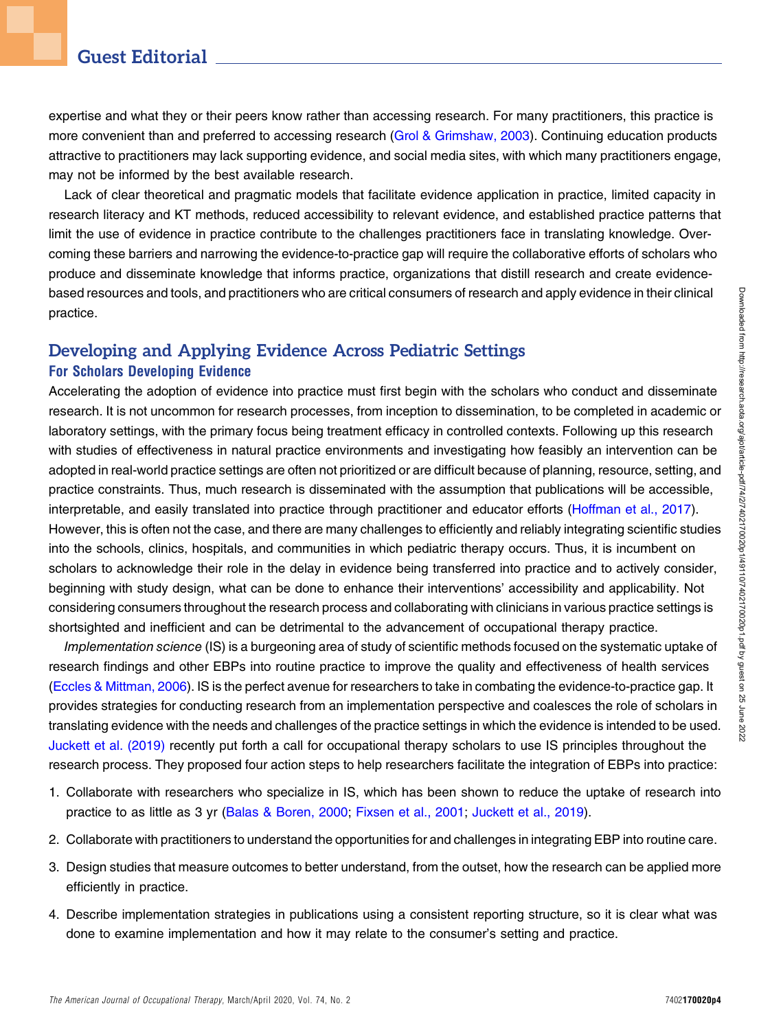expertise and what they or their peers know rather than accessing research. For many practitioners, this practice is more convenient than and preferred to accessing research (Grol & Grimshaw, 2003). Continuing education products attractive to practitioners may lack supporting evidence, and social media sites, with which many practitioners engage, may not be informed by the best available research.

Lack of clear theoretical and pragmatic models that facilitate evidence application in practice, limited capacity in research literacy and KT methods, reduced accessibility to relevant evidence, and established practice patterns that limit the use of evidence in practice contribute to the challenges practitioners face in translating knowledge. Overcoming these barriers and narrowing the evidence-to-practice gap will require the collaborative efforts of scholars who produce and disseminate knowledge that informs practice, organizations that distill research and create evidence-based resources and tools, and practitioners who are critical consumers of research and apply evidence in their clinical practice.

## Developing and Applying Evidence Across Pediatric Settings

### For Scholars Developing Evidence

Accelerating the adoption of evidence into practice must first begin with the scholars who conduct and disseminate research. It is not uncommon for research processes, from inception to dissemination, to be completed in academic or laboratory settings, with the primary focus being treatment efficacy in controlled contexts. Following up this research with studies of effectiveness in natural practice environments and investigating how feasibly an intervention can be adopted in real-world practice settings are often not prioritized or are difficult because of planning, resource, setting, and practice constraints. Thus, much research is disseminated with the assumption that publications will be accessible, interpretable, and easily translated into practice through practitioner and educator efforts (Hoffman et al., 2017). However, this is often not the case, and there are many challenges to efficiently and reliably integrating scientific studies into the schools, clinics, hospitals, and communities in which pediatric therapy occurs. Thus, it is incumbent on scholars to acknowledge their role in the delay in evidence being transferred into practice and to actively consider, beginning with study design, what can be done to enhance their interventions' accessibility and applicability. Not considering consumers throughout the research process and collaborating with clinicians in various practice settings is shortsighted and inefficient and can be detrimental to the advancement of occupational therapy practice.

*Implementation science* (IS) is a burgeoning area of study of scientific methods focused on the systematic uptake of research findings and other EBPs into routine practice to improve the quality and effectiveness of health services (Eccles & Mittman, 2006). IS is the perfect avenue for researchers to take in combating the evidence-to-practice gap. It provides strategies for conducting research from an implementation perspective and coalesces the role of scholars in translating evidence with the needs and challenges of the practice settings in which the evidence is intended to be used. Juckett et al. (2019) recently put forth a call for occupational therapy scholars to use IS principles throughout the research process. They proposed four action steps to help researchers facilitate the integration of EBPs into practice:

1. Collaborate with researchers who specialize in IS, which has been shown to reduce the uptake of research into practice to as little as 3 yr (Balas & Boren, 2000; Fixsen et al., 2001; Juckett et al., 2019).
2. Collaborate with practitioners to understand the opportunities for and challenges in integrating EBP into routine care.
3. Design studies that measure outcomes to better understand, from the outset, how the research can be applied more efficiently in practice.
4. Describe implementation strategies in publications using a consistent reporting structure, so it is clear what was done to examine implementation and how it may relate to the consumer's setting and practice.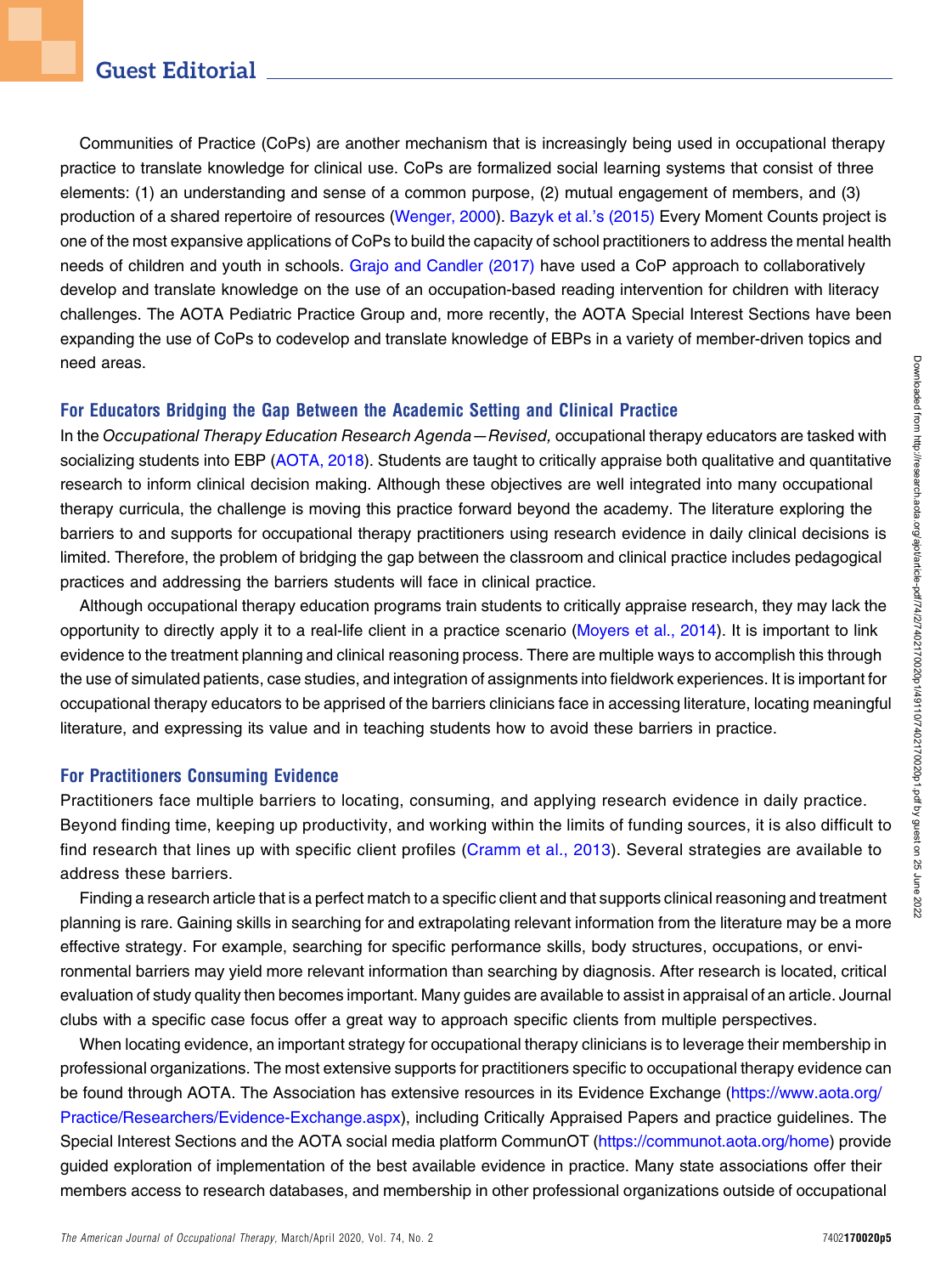Communities of Practice (CoPs) are another mechanism that is increasingly being used in occupational therapy practice to translate knowledge for clinical use. CoPs are formalized social learning systems that consist of three elements: (1) an understanding and sense of a common purpose, (2) mutual engagement of members, and (3) production of a shared repertoire of resources (Wenger, 2000). Bazyk et al.'s (2015) Every Moment Counts project is one of the most expansive applications of CoPs to build the capacity of school practitioners to address the mental health needs of children and youth in schools. Grajo and Candler (2017) have used a CoP approach to collaboratively develop and translate knowledge on the use of an occupation-based reading intervention for children with literacy challenges. The AOTA Pediatric Practice Group and, more recently, the AOTA Special Interest Sections have been expanding the use of CoPs to codevelop and translate knowledge of EBPs in a variety of member-driven topics and need areas.

## For Educators Bridging the Gap Between the Academic Setting and Clinical Practice

In the *Occupational Therapy Education Research Agenda—Revised,* occupational therapy educators are tasked with socializing students into EBP (AOTA, 2018). Students are taught to critically appraise both qualitative and quantitative research to inform clinical decision making. Although these objectives are well integrated into many occupational therapy curricula, the challenge is moving this practice forward beyond the academy. The literature exploring the barriers to and supports for occupational therapy practitioners using research evidence in daily clinical decisions is limited. Therefore, the problem of bridging the gap between the classroom and clinical practice includes pedagogical practices and addressing the barriers students will face in clinical practice.

Although occupational therapy education programs train students to critically appraise research, they may lack the opportunity to directly apply it to a real-life client in a practice scenario (Moyers et al., 2014). It is important to link evidence to the treatment planning and clinical reasoning process. There are multiple ways to accomplish this through the use of simulated patients, case studies, and integration of assignments into fieldwork experiences. It is important for occupational therapy educators to be apprised of the barriers clinicians face in accessing literature, locating meaningful literature, and expressing its value and in teaching students how to avoid these barriers in practice.

## For Practitioners Consuming Evidence

Practitioners face multiple barriers to locating, consuming, and applying research evidence in daily practice. Beyond finding time, keeping up productivity, and working within the limits of funding sources, it is also difficult to find research that lines up with specific client profiles (Cramm et al., 2013). Several strategies are available to address these barriers.

Finding a research article that is a perfect match to a specific client and that supports clinical reasoning and treatment planning is rare. Gaining skills in searching for and extrapolating relevant information from the literature may be a more effective strategy. For example, searching for specific performance skills, body structures, occupations, or environmental barriers may yield more relevant information than searching by diagnosis. After research is located, critical evaluation of study quality then becomes important. Many guides are available to assist in appraisal of an article. Journal clubs with a specific case focus offer a great way to approach specific clients from multiple perspectives.

When locating evidence, an important strategy for occupational therapy clinicians is to leverage their membership in professional organizations. The most extensive supports for practitioners specific to occupational therapy evidence can be found through AOTA. The Association has extensive resources in its Evidence Exchange (https://www.aota.org/Practice/Researchers/Evidence-Exchange.aspx), including Critically Appraised Papers and practice guidelines. The Special Interest Sections and the AOTA social media platform CommunOT (https://communot.aota.org/home) provide guided exploration of implementation of the best available evidence in practice. Many state associations offer their members access to research databases, and membership in other professional organizations outside of occupational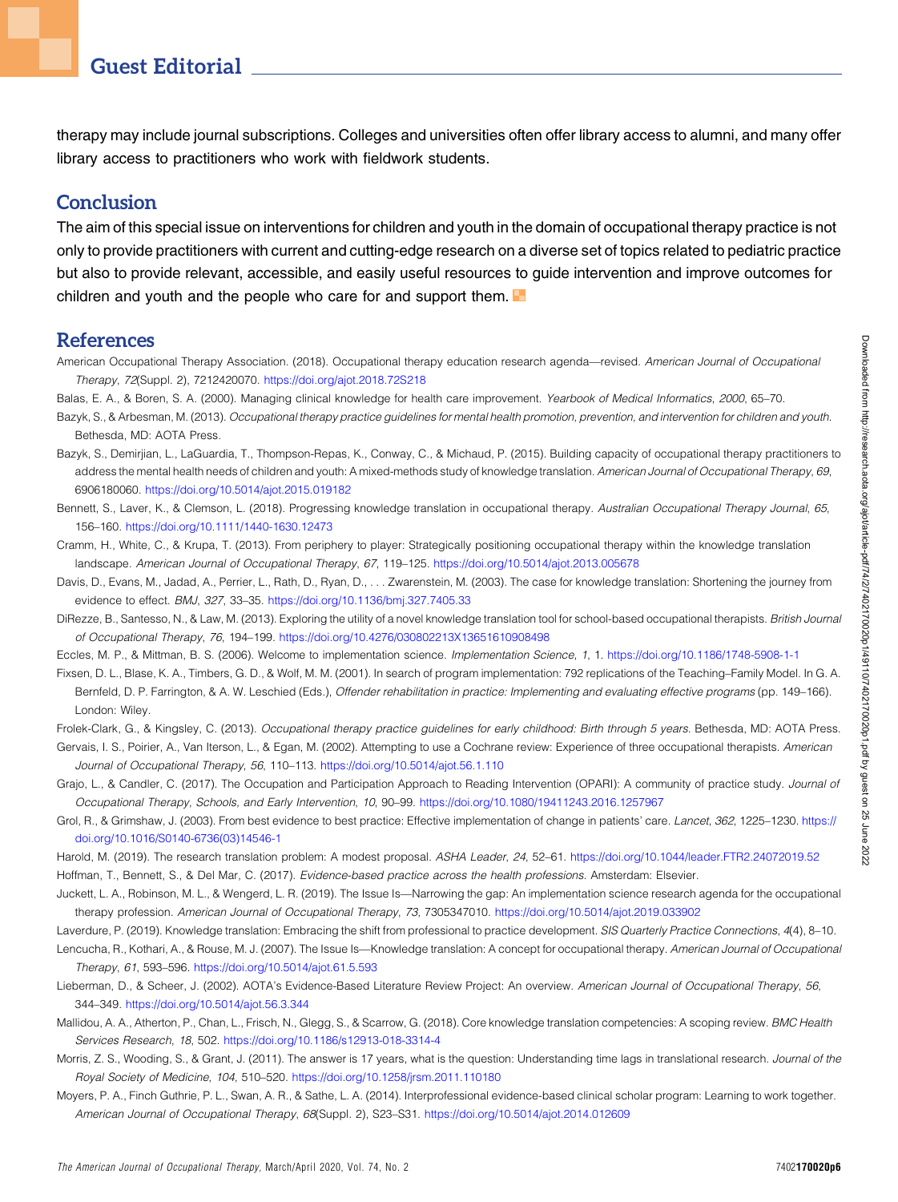therapy may include journal subscriptions. Colleges and universities often offer library access to alumni, and many offer library access to practitioners who work with fieldwork students.

## Conclusion

The aim of this special issue on interventions for children and youth in the domain of occupational therapy practice is not only to provide practitioners with current and cutting-edge research on a diverse set of topics related to pediatric practice but also to provide relevant, accessible, and easily useful resources to guide intervention and improve outcomes for children and youth and the people who care for and support them.

## References

American Occupational Therapy Association. (2018). Occupational therapy education research agenda—revised. *American Journal of Occupational Therapy*, *72*(Suppl. 2), 7212420070. https://doi.org/ajot.2018.72S218

Balas, E. A., & Boren, S. A. (2000). Managing clinical knowledge for health care improvement. *Yearbook of Medical Informatics*, *2000*, 65–70.

Bazyk, S., & Arbesman, M. (2013). *Occupational therapy practice guidelines for mental health promotion, prevention, and intervention for children and youth.* Bethesda, MD: AOTA Press.

Bazyk, S., Demirjian, L., LaGuardia, T., Thompson-Repas, K., Conway, C., & Michaud, P. (2015). Building capacity of occupational therapy practitioners to address the mental health needs of children and youth: A mixed-methods study of knowledge translation. *American Journal of Occupational Therapy*, *69*, 6906180060. https://doi.org/10.5014/ajot.2015.019182

Bennett, S., Laver, K., & Clemson, L. (2018). Progressing knowledge translation in occupational therapy. *Australian Occupational Therapy Journal*, *65*, 156–160. https://doi.org/10.1111/1440-1630.12473

Cramm, H., White, C., & Krupa, T. (2013). From periphery to player: Strategically positioning occupational therapy within the knowledge translation landscape. *American Journal of Occupational Therapy*, *67*, 119–125. https://doi.org/10.5014/ajot.2013.005678

Davis, D., Evans, M., Jadad, A., Perrier, L., Rath, D., Ryan, D., . . . Zwarenstein, M. (2003). The case for knowledge translation: Shortening the journey from evidence to effect. *BMJ*, *327*, 33–35. https://doi.org/10.1136/bmj.327.7405.33

DiRezze, B., Santesso, N., & Law, M. (2013). Exploring the utility of a novel knowledge translation tool for school-based occupational therapists. *British Journal of Occupational Therapy*, *76*, 194–199. https://doi.org/10.4276/030802213X13651610908498

Eccles, M. P., & Mittman, B. S. (2006). Welcome to implementation science. *Implementation Science*, *1*, 1. https://doi.org/10.1186/1748-5908-1-1

Fixsen, D. L., Blase, K. A., Timbers, G. D., & Wolf, M. M. (2001). In search of program implementation: 792 replications of the Teaching–Family Model. In G. A. Bernfeld, D. P. Farrington, & A. W. Leschied (Eds.), *Offender rehabilitation in practice: Implementing and evaluating effective programs* (pp. 149–166). London: Wiley.

Frolek-Clark, G., & Kingsley, C. (2013). *Occupational therapy practice guidelines for early childhood: Birth through 5 years.* Bethesda, MD: AOTA Press.

Gervais, I. S., Poirier, A., Van Iterson, L., & Egan, M. (2002). Attempting to use a Cochrane review: Experience of three occupational therapists. *American Journal of Occupational Therapy*, *56*, 110–113. https://doi.org/10.5014/ajot.56.1.110

Grajo, L., & Candler, C. (2017). The Occupation and Participation Approach to Reading Intervention (OPARI): A community of practice study. *Journal of Occupational Therapy, Schools, and Early Intervention*, *10*, 90–99. https://doi.org/10.1080/19411243.2016.1257967

Grol, R., & Grimshaw, J. (2003). From best evidence to best practice: Effective implementation of change in patients' care. *Lancet*, *362*, 1225–1230. https://doi.org/10.1016/S0140-6736(03)14546-1

Harold, M. (2019). The research translation problem: A modest proposal. *ASHA Leader*, *24*, 52–61. https://doi.org/10.1044/leader.FTR2.24072019.52

Hoffman, T., Bennett, S., & Del Mar, C. (2017). *Evidence-based practice across the health professions.* Amsterdam: Elsevier.

Juckett, L. A., Robinson, M. L., & Wengerd, L. R. (2019). The Issue Is—Narrowing the gap: An implementation science research agenda for the occupational therapy profession. *American Journal of Occupational Therapy*, *73*, 7305347010. https://doi.org/10.5014/ajot.2019.033902

Laverdure, P. (2019). Knowledge translation: Embracing the shift from professional to practice development. *SIS Quarterly Practice Connections*, *4*(4), 8–10.

Lencucha, R., Kothari, A., & Rouse, M. J. (2007). The Issue Is—Knowledge translation: A concept for occupational therapy. *American Journal of Occupational Therapy*, *61*, 593–596. https://doi.org/10.5014/ajot.61.5.593

Lieberman, D., & Scheer, J. (2002). AOTA's Evidence-Based Literature Review Project: An overview. *American Journal of Occupational Therapy*, *56*, 344–349. https://doi.org/10.5014/ajot.56.3.344

Mallidou, A. A., Atherton, P., Chan, L., Frisch, N., Glegg, S., & Scarrow, G. (2018). Core knowledge translation competencies: A scoping review. *BMC Health Services Research*, *18*, 502. https://doi.org/10.1186/s12913-018-3314-4

Morris, Z. S., Wooding, S., & Grant, J. (2011). The answer is 17 years, what is the question: Understanding time lags in translational research. *Journal of the Royal Society of Medicine*, *104*, 510–520. https://doi.org/10.1258/jrsm.2011.110180

Moyers, P. A., Finch Guthrie, P. L., Swan, A. R., & Sathe, L. A. (2014). Interprofessional evidence-based clinical scholar program: Learning to work together. *American Journal of Occupational Therapy*, *68*(Suppl. 2), S23–S31. https://doi.org/10.5014/ajot.2014.012609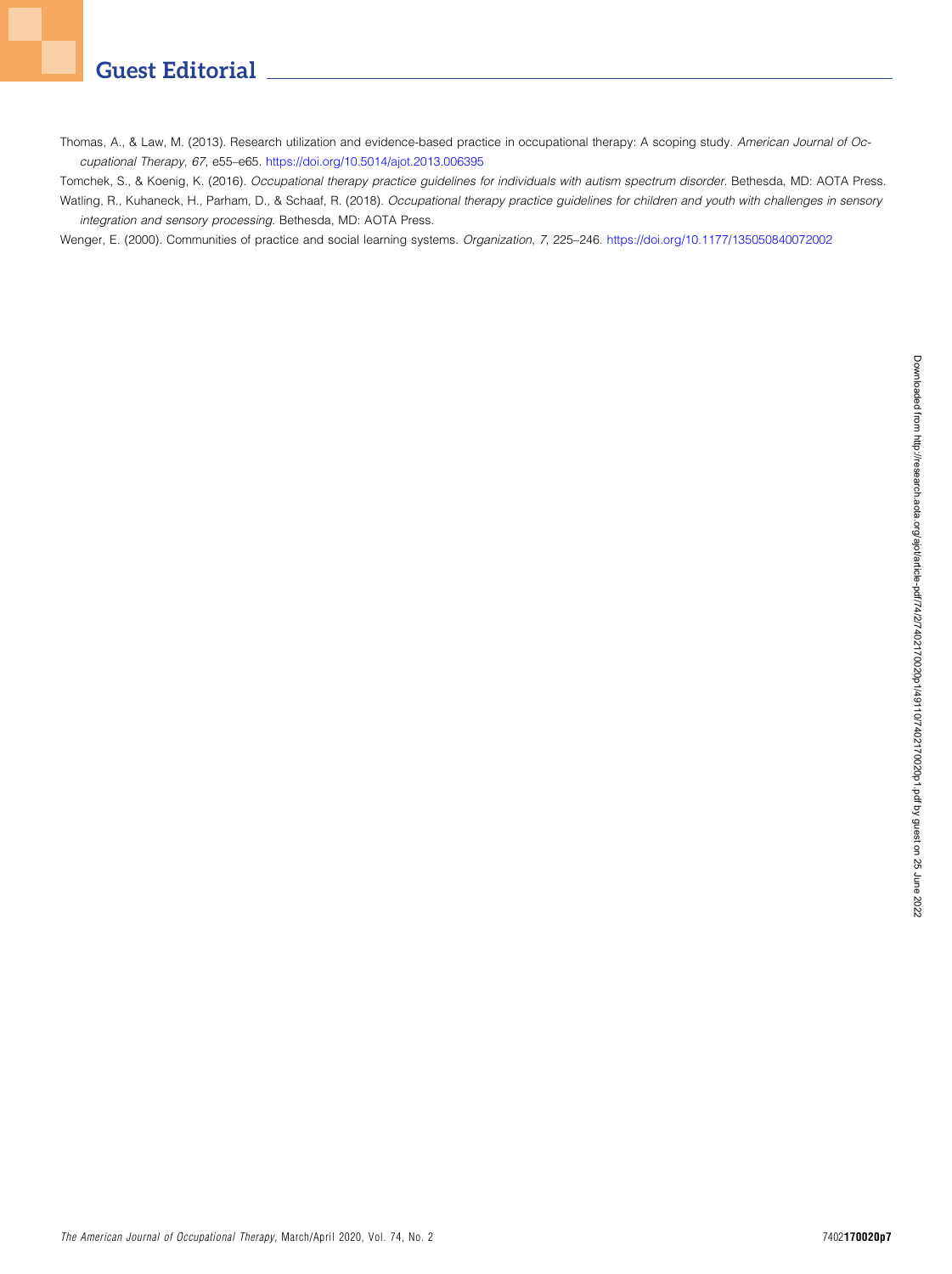Thomas, A., & Law, M. (2013). Research utilization and evidence-based practice in occupational therapy: A scoping study. *American Journal of Occupational Therapy*, *67*, e55–e65. https://doi.org/10.5014/ajot.2013.006395

Tomchek, S., & Koenig, K. (2016). *Occupational therapy practice guidelines for individuals with autism spectrum disorder*. Bethesda, MD: AOTA Press.

Watling, R., Kuhaneck, H., Parham, D., & Schaaf, R. (2018). *Occupational therapy practice guidelines for children and youth with challenges in sensory integration and sensory processing*. Bethesda, MD: AOTA Press.

Wenger, E. (2000). Communities of practice and social learning systems. *Organization*, *7*, 225–246. https://doi.org/10.1177/135050840072002